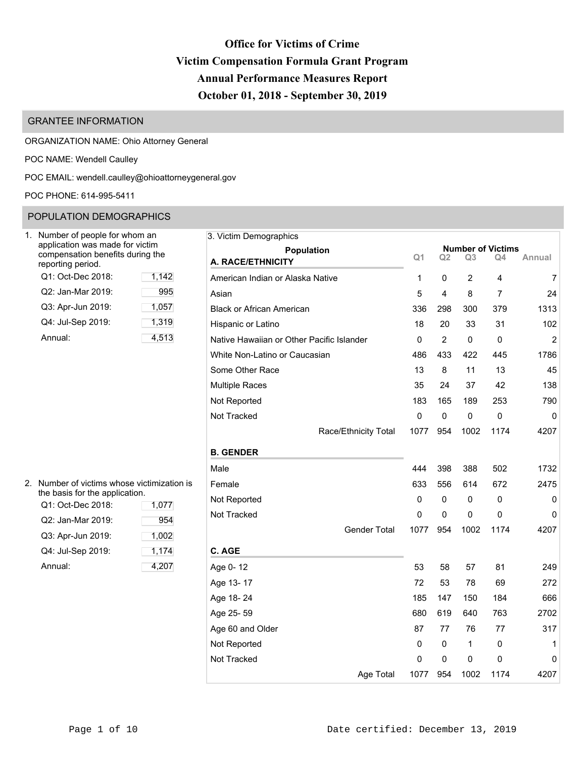# Office for Victims of Crime
# Victim Compensation Formula Grant Program
# Annual Performance Measures Report
# October 01, 2018 - September 30, 2019

## GRANTEE INFORMATION

ORGANIZATION NAME: Ohio Attorney General

POC NAME: Wendell Caulley

POC EMAIL: wendell.caulley@ohioattorneygeneral.gov

POC PHONE: 614-995-5411

## POPULATION DEMOGRAPHICS

1. Number of people for whom an application was made for victim compensation benefits during the reporting period.

| Quarter | Count |
|---|---|
| Q1: Oct-Dec 2018: | 1,142 |
| Q2: Jan-Mar 2019: | 995 |
| Q3: Apr-Jun 2019: | 1,057 |
| Q4: Jul-Sep 2019: | 1,319 |
| Annual: | 4,513 |

2. Number of victims whose victimization is the basis for the application.

| Quarter | Count |
|---|---|
| Q1: Oct-Dec 2018: | 1,077 |
| Q2: Jan-Mar 2019: | 954 |
| Q3: Apr-Jun 2019: | 1,002 |
| Q4: Jul-Sep 2019: | 1,174 |
| Annual: | 4,207 |

3. Victim Demographics

| Population | Number of Victims | | | | |
|---|---|---|---|---|---|
| | Q1 | Q2 | Q3 | Q4 | Annual |
| **A. RACE/ETHNICITY** | | | | | |
| American Indian or Alaska Native | 1 | 0 | 2 | 4 | 7 |
| Asian | 5 | 4 | 8 | 7 | 24 |
| Black or African American | 336 | 298 | 300 | 379 | 1313 |
| Hispanic or Latino | 18 | 20 | 33 | 31 | 102 |
| Native Hawaiian or Other Pacific Islander | 0 | 2 | 0 | 0 | 2 |
| White Non-Latino or Caucasian | 486 | 433 | 422 | 445 | 1786 |
| Some Other Race | 13 | 8 | 11 | 13 | 45 |
| Multiple Races | 35 | 24 | 37 | 42 | 138 |
| Not Reported | 183 | 165 | 189 | 253 | 790 |
| Not Tracked | 0 | 0 | 0 | 0 | 0 |
| Race/Ethnicity Total | 1077 | 954 | 1002 | 1174 | 4207 |
| **B. GENDER** | | | | | |
| Male | 444 | 398 | 388 | 502 | 1732 |
| Female | 633 | 556 | 614 | 672 | 2475 |
| Not Reported | 0 | 0 | 0 | 0 | 0 |
| Not Tracked | 0 | 0 | 0 | 0 | 0 |
| Gender Total | 1077 | 954 | 1002 | 1174 | 4207 |
| **C. AGE** | | | | | |
| Age 0- 12 | 53 | 58 | 57 | 81 | 249 |
| Age 13- 17 | 72 | 53 | 78 | 69 | 272 |
| Age 18- 24 | 185 | 147 | 150 | 184 | 666 |
| Age 25- 59 | 680 | 619 | 640 | 763 | 2702 |
| Age 60 and Older | 87 | 77 | 76 | 77 | 317 |
| Not Reported | 0 | 0 | 1 | 0 | 1 |
| Not Tracked | 0 | 0 | 0 | 0 | 0 |
| Age Total | 1077 | 954 | 1002 | 1174 | 4207 |

Date certified: December 13, 2019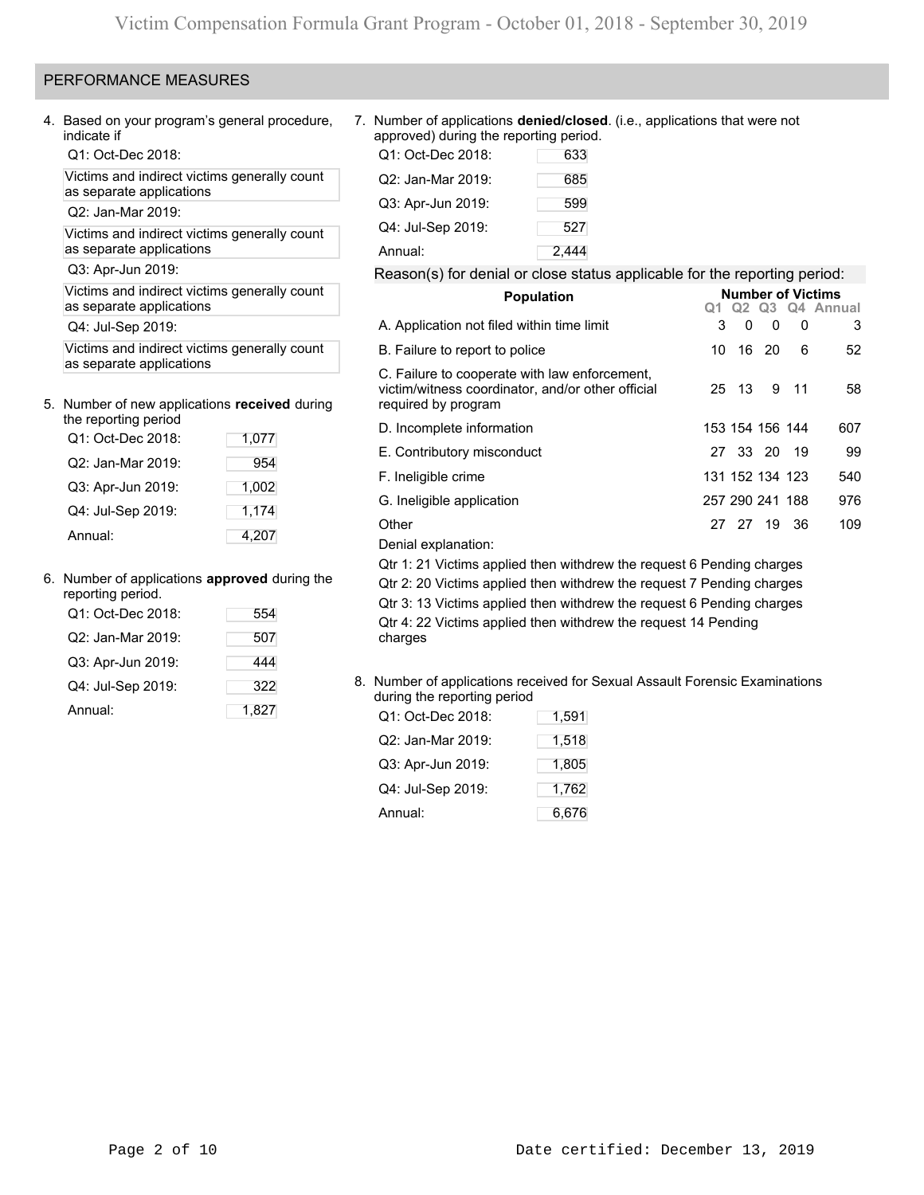## PERFORMANCE MEASURES

4. Based on your program's general procedure, indicate if

   Q1: Oct-Dec 2018:

   Victims and indirect victims generally count as separate applications

   Q2: Jan-Mar 2019:

   Victims and indirect victims generally count as separate applications

   Q3: Apr-Jun 2019:

   Victims and indirect victims generally count as separate applications

   Q4: Jul-Sep 2019:

   Victims and indirect victims generally count as separate applications

5. Number of new applications **received** during the reporting period

| | |
|---|---|
| Q1: Oct-Dec 2018: | 1,077 |
| Q2: Jan-Mar 2019: | 954 |
| Q3: Apr-Jun 2019: | 1,002 |
| Q4: Jul-Sep 2019: | 1,174 |
| Annual: | 4,207 |

6. Number of applications **approved** during the reporting period.

| | |
|---|---|
| Q1: Oct-Dec 2018: | 554 |
| Q2: Jan-Mar 2019: | 507 |
| Q3: Apr-Jun 2019: | 444 |
| Q4: Jul-Sep 2019: | 322 |
| Annual: | 1,827 |

7. Number of applications **denied/closed**. (i.e., applications that were not approved) during the reporting period.

| | |
|---|---|
| Q1: Oct-Dec 2018: | 633 |
| Q2: Jan-Mar 2019: | 685 |
| Q3: Apr-Jun 2019: | 599 |
| Q4: Jul-Sep 2019: | 527 |
| Annual: | 2,444 |

Reason(s) for denial or close status applicable for the reporting period:

| Population | Number of Victims Q1 | Q2 | Q3 | Q4 | Annual |
|---|---|---|---|---|---|
| A. Application not filed within time limit | 3 | 0 | 0 | 0 | 3 |
| B. Failure to report to police | 10 | 16 | 20 | 6 | 52 |
| C. Failure to cooperate with law enforcement, victim/witness coordinator, and/or other official required by program | 25 | 13 | 9 | 11 | 58 |
| D. Incomplete information | 153 | 154 | 156 | 144 | 607 |
| E. Contributory misconduct | 27 | 33 | 20 | 19 | 99 |
| F. Ineligible crime | 131 | 152 | 134 | 123 | 540 |
| G. Ineligible application | 257 | 290 | 241 | 188 | 976 |
| Other | 27 | 27 | 19 | 36 | 109 |

Denial explanation:

Qtr 1: 21 Victims applied then withdrew the request 6 Pending charges
Qtr 2: 20 Victims applied then withdrew the request 7 Pending charges
Qtr 3: 13 Victims applied then withdrew the request 6 Pending charges
Qtr 4: 22 Victims applied then withdrew the request 14 Pending charges

8. Number of applications received for Sexual Assault Forensic Examinations during the reporting period

| | |
|---|---|
| Q1: Oct-Dec 2018: | 1,591 |
| Q2: Jan-Mar 2019: | 1,518 |
| Q3: Apr-Jun 2019: | 1,805 |
| Q4: Jul-Sep 2019: | 1,762 |
| Annual: | 6,676 |

Date certified: December 13, 2019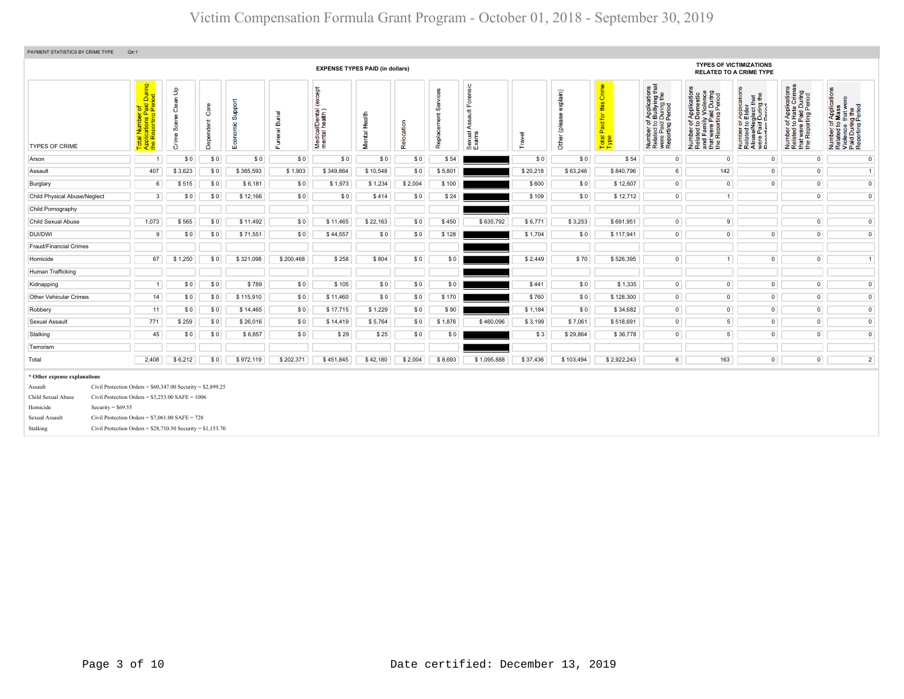# Victim Compensation Formula Grant Program - October 01, 2018 - September 30, 2019

PAYMENT STATISTICS BY CRIME TYPE Qtr:1

| TYPES OF CRIME | Total Number of Applications Paid During the Reporting Period | EXPENSE TYPES PAID (in dollars) | | | | | | | | | | | | TYPES OF VICTIMIZATIONS RELATED TO A CRIME TYPE | | | | |
|---|---|---|---|---|---|---|---|---|---|---|---|---|---|---|---|---|---|---|
| | | Crime Scene Clean Up | Dependent Care | Economic Support | Funeral Burial | Medical/Dental (except mental health) | Mental Health | Relocation | Replacement Services | Sexual Assault Forensic Exams | Travel | Other (please explain) | Total Paid for this Crime Type | Number of Applications Related to Bullying that were Paid During the Reporting Period | Number of Applications Related to Domestic and Family Violence that were Paid During the Reporting Period | Number of Applications Related to Elder Abuse/Neglect that were Paid During the Reporting Period | Number of Applications Related to Hate Crimes that were Paid During the Reporting Period | Number of Applications Related to Mass Violence that were Paid During the Reporting Period |
| Arson | 1 | $ 0 | $ 0 | $ 0 | $ 0 | $ 0 | $ 0 | $ 0 | $ 54 | | $ 0 | $ 0 | $ 54 | 0 | 0 | 0 | 0 | 0 |
| Assault | 407 | $ 3,623 | $ 0 | $ 385,593 | $ 1,903 | $ 349,864 | $ 10,548 | $ 0 | $ 5,801 | | $ 20,218 | $ 63,246 | $ 840,796 | 6 | 142 | 0 | 0 | 1 |
| Burglary | 6 | $ 515 | $ 0 | $ 6,181 | $ 0 | $ 1,973 | $ 1,234 | $ 2,004 | $ 100 | | $ 600 | $ 0 | $ 12,607 | 0 | 0 | 0 | 0 | 0 |
| Child Physical Abuse/Neglect | 3 | $ 0 | $ 0 | $ 12,166 | $ 0 | $ 0 | $ 414 | $ 0 | $ 24 | | $ 109 | $ 0 | $ 12,712 | 0 | 1 | | 0 | 0 |
| Child Pornography | | | | | | | | | | | | | | | | | | |
| Child Sexual Abuse | 1,073 | $ 565 | $ 0 | $ 11,492 | $ 0 | $ 11,465 | $ 22,163 | $ 0 | $ 450 | $ 635,792 | $ 6,771 | $ 3,253 | $ 691,951 | 0 | 9 | | 0 | 0 |
| DUI/DWI | 9 | $ 0 | $ 0 | $ 71,551 | $ 0 | $ 44,557 | $ 0 | $ 0 | $ 128 | | $ 1,704 | $ 0 | $ 117,941 | 0 | 0 | 0 | 0 | 0 |
| Fraud/Financial Crimes | | | | | | | | | | | | | | | | | | |
| Homicide | 67 | $ 1,250 | $ 0 | $ 321,098 | $ 200,468 | $ 258 | $ 804 | $ 0 | $ 0 | | $ 2,449 | $ 70 | $ 526,395 | 0 | 1 | 0 | 0 | 1 |
| Human Trafficking | | | | | | | | | | | | | | | | | | |
| Kidnapping | 1 | $ 0 | $ 0 | $ 789 | $ 0 | $ 105 | $ 0 | $ 0 | $ 0 | | $ 441 | $ 0 | $ 1,335 | 0 | 0 | 0 | 0 | 0 |
| Other Vehicular Crimes | 14 | $ 0 | $ 0 | $ 115,910 | $ 0 | $ 11,460 | $ 0 | $ 0 | $ 170 | | $ 760 | $ 0 | $ 128,300 | 0 | 0 | 0 | 0 | 0 |
| Robbery | 11 | $ 0 | $ 0 | $ 14,465 | $ 0 | $ 17,715 | $ 1,229 | $ 0 | $ 90 | | $ 1,184 | $ 0 | $ 34,682 | 0 | 0 | 0 | 0 | 0 |
| Sexual Assault | 771 | $ 259 | $ 0 | $ 26,016 | $ 0 | $ 14,419 | $ 5,764 | $ 0 | $ 1,876 | $ 460,096 | $ 3,199 | $ 7,061 | $ 518,691 | 0 | 5 | 0 | 0 | 0 |
| Stalking | 45 | $ 0 | $ 0 | $ 6,857 | $ 0 | $ 29 | $ 25 | $ 0 | $ 0 | | $ 3 | $ 29,864 | $ 36,778 | 0 | 5 | 0 | 0 | 0 |
| Terrorism | | | | | | | | | | | | | | | | | | |
| Total | 2,408 | $ 6,212 | $ 0 | $ 972,119 | $ 202,371 | $ 451,845 | $ 42,180 | $ 2,004 | $ 8,693 | $ 1,095,888 | $ 37,436 | $ 103,494 | $ 2,922,243 | 6 | 163 | 0 | 0 | 2 |

**\* Other expense explanations**

| | |
|---|---|
| Assault | Civil Protection Orders = $60,347.00 Security = $2,899.25 |
| Child Sexual Abuse | Civil Protection Orders = $3,253.00 SAFE = 1006 |
| Homicide | Security = $69.55 |
| Sexual Assault | Civil Protection Orders = $7,061.00 SAFE = 728 |
| Stalking | Civil Protection Orders = $28,710.50 Security = $1,153.70 |

Date certified: December 13, 2019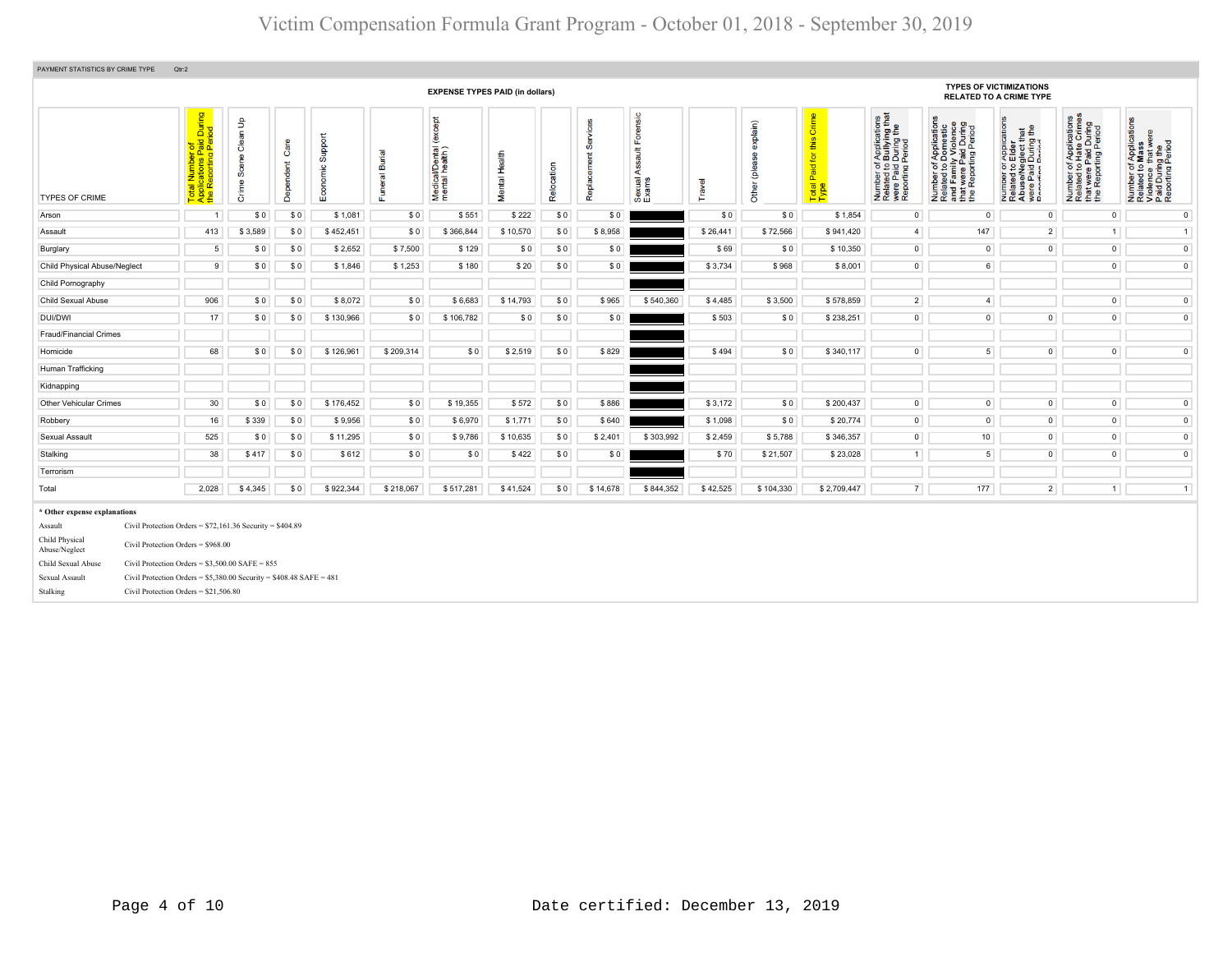# Victim Compensation Formula Grant Program - October 01, 2018 - September 30, 2019

PAYMENT STATISTICS BY CRIME TYPE Qtr:2

| | | EXPENSE TYPES PAID (in dollars) | | | | | | | | | | | | TYPES OF VICTIMIZATIONS RELATED TO A CRIME TYPE | | | | |
|---|---|---|---|---|---|---|---|---|---|---|---|---|---|---|---|---|---|---|
| TYPES OF CRIME | Total Number of Applications Paid During the Reporting Period | Crime Scene Clean Up | Dependent Care | Economic Support | Funeral Burial | Medical/Dental (except mental health) | Mental Health | Relocation | Replacement Services | Sexual Assault Forensic Exams | Travel | Other (please explain) | Total Paid for this Crime Type | Number of Applications Related to Bullying that were Paid During the Reporting Period | Number of Applications Related to Domestic and Family Violence that were Paid During the Reporting Period | Number of Applications Related to Elder Abuse/Neglect that were Paid During the Reporting Period | Number of Applications Related to Hate Crimes that were Paid During the Reporting Period | Number of Applications Related to Mass Violence that were Paid During the Reporting Period |
| Arson | 1 | $ 0 | $ 0 | $ 1,081 | $ 0 | $ 551 | $ 222 | $ 0 | $ 0 | | $ 0 | $ 0 | $ 1,854 | 0 | 0 | 0 | 0 | 0 |
| Assault | 413 | $ 3,589 | $ 0 | $ 452,451 | $ 0 | $ 366,844 | $ 10,570 | $ 0 | $ 8,958 | | $ 26,441 | $ 72,566 | $ 941,420 | 4 | 147 | 2 | 1 | 1 |
| Burglary | 5 | $ 0 | $ 0 | $ 2,652 | $ 7,500 | $ 129 | $ 0 | $ 0 | $ 0 | | $ 69 | $ 0 | $ 10,350 | 0 | 0 | 0 | 0 | 0 |
| Child Physical Abuse/Neglect | 9 | $ 0 | $ 0 | $ 1,846 | $ 1,253 | $ 180 | $ 20 | $ 0 | $ 0 | | $ 3,734 | $ 968 | $ 8,001 | 0 | 6 | | 0 | 0 |
| Child Pornography | | | | | | | | | | | | | | | | | | |
| Child Sexual Abuse | 906 | $ 0 | $ 0 | $ 8,072 | $ 0 | $ 6,683 | $ 14,793 | $ 0 | $ 965 | $ 540,360 | $ 4,485 | $ 3,500 | $ 578,859 | 2 | 4 | | 0 | 0 |
| DUI/DWI | 17 | $ 0 | $ 0 | $ 130,966 | $ 0 | $ 106,782 | $ 0 | $ 0 | $ 0 | | $ 503 | $ 0 | $ 238,251 | 0 | 0 | 0 | 0 | 0 |
| Fraud/Financial Crimes | | | | | | | | | | | | | | | | | | |
| Homicide | 68 | $ 0 | $ 0 | $ 126,961 | $ 209,314 | $ 0 | $ 2,519 | $ 0 | $ 829 | | $ 494 | $ 0 | $ 340,117 | 0 | 5 | 0 | 0 | 0 |
| Human Trafficking | | | | | | | | | | | | | | | | | | |
| Kidnapping | | | | | | | | | | | | | | | | | | |
| Other Vehicular Crimes | 30 | $ 0 | $ 0 | $ 176,452 | $ 0 | $ 19,355 | $ 572 | $ 0 | $ 886 | | $ 3,172 | $ 0 | $ 200,437 | 0 | 0 | 0 | 0 | 0 |
| Robbery | 16 | $ 339 | $ 0 | $ 9,956 | $ 0 | $ 6,970 | $ 1,771 | $ 0 | $ 640 | | $ 1,098 | $ 0 | $ 20,774 | 0 | 0 | 0 | 0 | 0 |
| Sexual Assault | 525 | $ 0 | $ 0 | $ 11,295 | $ 0 | $ 9,786 | $ 10,635 | $ 0 | $ 2,401 | $ 303,992 | $ 2,459 | $ 5,788 | $ 346,357 | 0 | 10 | 0 | 0 | 0 |
| Stalking | 38 | $ 417 | $ 0 | $ 612 | $ 0 | $ 0 | $ 422 | $ 0 | $ 0 | | $ 70 | $ 21,507 | $ 23,028 | 1 | 5 | 0 | 0 | 0 |
| Terrorism | | | | | | | | | | | | | | | | | | |
| Total | 2,028 | $ 4,345 | $ 0 | $ 922,344 | $ 218,067 | $ 517,281 | $ 41,524 | $ 0 | $ 14,678 | $ 844,352 | $ 42,525 | $ 104,330 | $ 2,709,447 | 7 | 177 | 2 | 1 | 1 |

**\* Other expense explanations**

| | |
|---|---|
| Assault | Civil Protection Orders = $72,161.36 Security = $404.89 |
| Child Physical Abuse/Neglect | Civil Protection Orders = $968.00 |
| Child Sexual Abuse | Civil Protection Orders = $3,500.00 SAFE = 855 |
| Sexual Assault | Civil Protection Orders = $5,380.00 Security = $408.48 SAFE = 481 |
| Stalking | Civil Protection Orders = $21,506.80 |

Date certified: December 13, 2019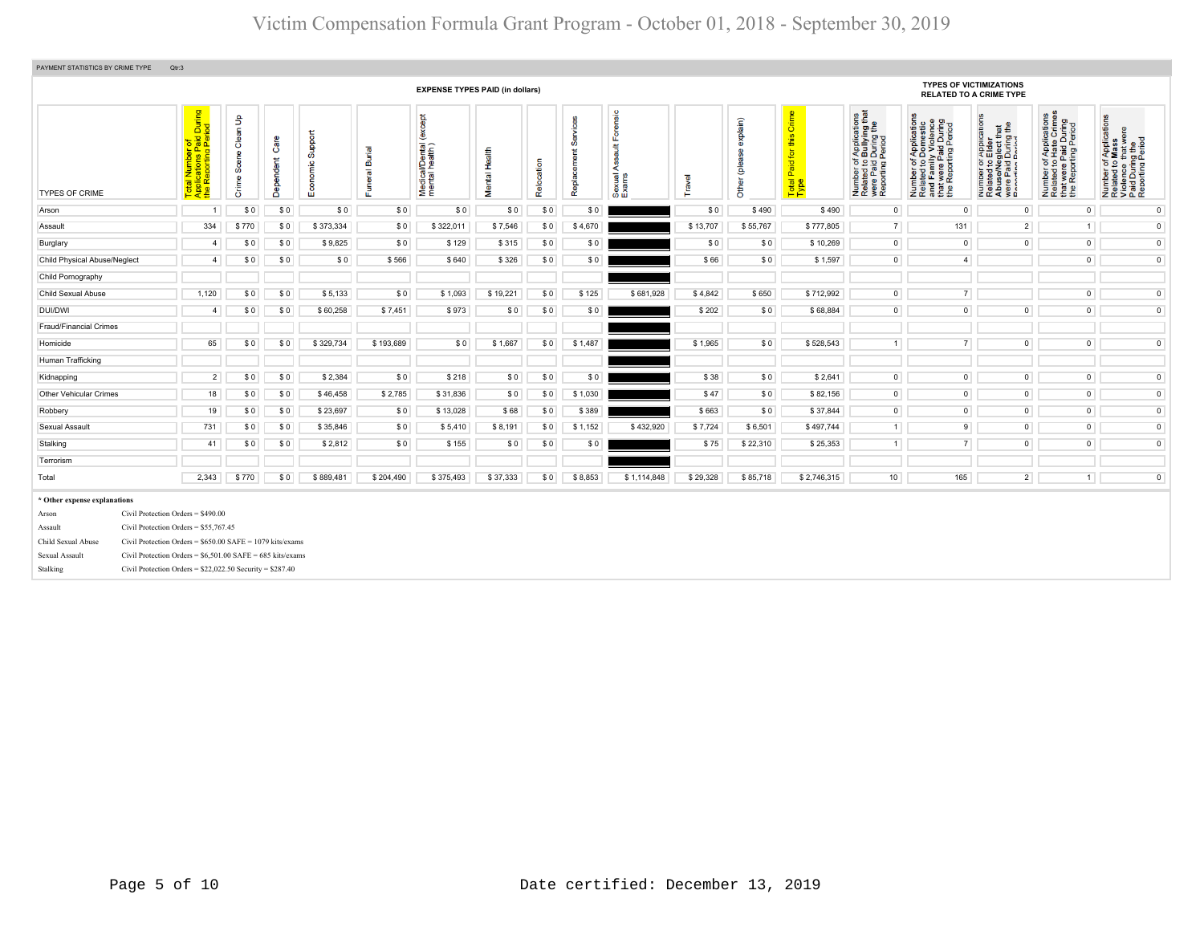# Victim Compensation Formula Grant Program - October 01, 2018 - September 30, 2019

PAYMENT STATISTICS BY CRIME TYPE Qtr:3

| TYPES OF CRIME | Total Number of Applications Paid During the Reporting Period | Crime Scene Clean Up | Dependent Care | Economic Support | Funeral Burial | Medical/Dental (except mental health) | Mental Health | Relocation | Replacement Services | Sexual Assault Forensic Exams | Travel | Other (please explain) | Total Paid for this Crime Type | Number of Applications Related to Bullying that were Paid During the Reporting Period | Number of Applications Related to Domestic and Family Violence that were Paid During the Reporting Period | Number of Applications Related to Elder Abuse/Neglect that were Paid During the Reporting Period | Number of Applications Related to Hate Crimes that were Paid During the Reporting Period | Number of Applications Related to Mass Violence that were Paid During the Reporting Period |
|---|---|---|---|---|---|---|---|---|---|---|---|---|---|---|---|---|---|---|
| | | | | | | | | | | | | | | TYPES OF VICTIMIZATIONS RELATED TO A CRIME TYPE | | | | |
| Arson | 1 | $ 0 | $ 0 | $ 0 | $ 0 | $ 0 | $ 0 | $ 0 | $ 0 | | $ 0 | $ 490 | $ 490 | 0 | 0 | 0 | 0 | 0 |
| Assault | 334 | $ 770 | $ 0 | $ 373,334 | $ 0 | $ 322,011 | $ 7,546 | $ 0 | $ 4,670 | | $ 13,707 | $ 55,767 | $ 777,805 | 7 | 131 | 2 | 1 | 0 |
| Burglary | 4 | $ 0 | $ 0 | $ 9,825 | $ 0 | $ 129 | $ 315 | $ 0 | $ 0 | | $ 0 | $ 0 | $ 10,269 | 0 | 0 | 0 | 0 | 0 |
| Child Physical Abuse/Neglect | 4 | $ 0 | $ 0 | $ 0 | $ 566 | $ 640 | $ 326 | $ 0 | $ 0 | | $ 66 | $ 0 | $ 1,597 | 0 | 4 | | 0 | 0 |
| Child Pornography | | | | | | | | | | | | | | | | | | |
| Child Sexual Abuse | 1,120 | $ 0 | $ 0 | $ 5,133 | $ 0 | $ 1,093 | $ 19,221 | $ 0 | $ 125 | $ 681,928 | $ 4,842 | $ 650 | $ 712,992 | 0 | 7 | | 0 | 0 |
| DUI/DWI | 4 | $ 0 | $ 0 | $ 60,258 | $ 7,451 | $ 973 | $ 0 | $ 0 | $ 0 | | $ 202 | $ 0 | $ 68,884 | 0 | 0 | 0 | 0 | 0 |
| Fraud/Financial Crimes | | | | | | | | | | | | | | | | | | |
| Homicide | 65 | $ 0 | $ 0 | $ 329,734 | $ 193,689 | $ 0 | $ 1,667 | $ 0 | $ 1,487 | | $ 1,965 | $ 0 | $ 528,543 | 1 | 7 | 0 | 0 | 0 |
| Human Trafficking | | | | | | | | | | | | | | | | | | |
| Kidnapping | 2 | $ 0 | $ 0 | $ 2,384 | $ 0 | $ 218 | $ 0 | $ 0 | $ 0 | | $ 38 | $ 0 | $ 2,641 | 0 | 0 | 0 | 0 | 0 |
| Other Vehicular Crimes | 18 | $ 0 | $ 0 | $ 46,458 | $ 2,785 | $ 31,836 | $ 0 | $ 0 | $ 1,030 | | $ 47 | $ 0 | $ 82,156 | 0 | 0 | 0 | 0 | 0 |
| Robbery | 19 | $ 0 | $ 0 | $ 23,697 | $ 0 | $ 13,028 | $ 68 | $ 0 | $ 389 | | $ 663 | $ 0 | $ 37,844 | 0 | 0 | 0 | 0 | 0 |
| Sexual Assault | 731 | $ 0 | $ 0 | $ 35,846 | $ 0 | $ 5,410 | $ 8,191 | $ 0 | $ 1,152 | $ 432,920 | $ 7,724 | $ 6,501 | $ 497,744 | 1 | 9 | 0 | 0 | 0 |
| Stalking | 41 | $ 0 | $ 0 | $ 2,812 | $ 0 | $ 155 | $ 0 | $ 0 | $ 0 | | $ 75 | $ 22,310 | $ 25,353 | 1 | 7 | 0 | 0 | 0 |
| Terrorism | | | | | | | | | | | | | | | | | | |
| Total | 2,343 | $ 770 | $ 0 | $ 889,481 | $ 204,490 | $ 375,493 | $ 37,333 | $ 0 | $ 8,853 | $ 1,114,848 | $ 29,328 | $ 85,718 | $ 2,746,315 | 10 | 165 | 2 | 1 | 0 |

**\* Other expense explanations**

| | |
|---|---|
| Arson | Civil Protection Orders = $490.00 |
| Assault | Civil Protection Orders = $55,767.45 |
| Child Sexual Abuse | Civil Protection Orders = $650.00 SAFE = 1079 kits/exams |
| Sexual Assault | Civil Protection Orders = $6,501.00 SAFE = 685 kits/exams |
| Stalking | Civil Protection Orders = $22,022.50 Security = $287.40 |

Date certified: December 13, 2019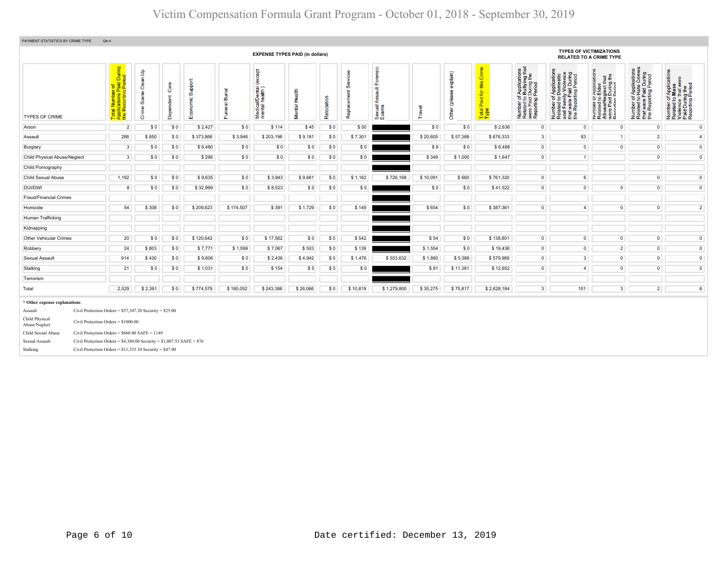# Victim Compensation Formula Grant Program - October 01, 2018 - September 30, 2019

PAYMENT STATISTICS BY CRIME TYPE Qtr:4

| TYPES OF CRIME | Total Number of Applications Paid During the Reporting Period | EXPENSE TYPES PAID (in dollars) | | | | | | | | | | | | | TYPES OF VICTIMIZATIONS RELATED TO A CRIME TYPE | | | | |
|---|---|---|---|---|---|---|---|---|---|---|---|---|---|---|---|---|---|---|---|
| | | Crime Scene Clean Up | Dependent Care | Economic Support | Funeral Burial | Medical/Dental (except mental health) | Mental Health | Relocation | Replacement Services | Sexual Assault Forensic Exams | Travel | Other (please explain) | Total Paid for this Crime Type | Number of Applications Related to Bullying that were Paid During the Reporting Period | Number of Applications Related to Domestic and Family Violence that were Paid During the Reporting Period | Number of Applications Related to Elder Abuse/Neglect that were Paid During the Reporting Period | Number of Applications Related to Hate Crimes that were Paid During the Reporting Period | Number of Applications Related to Mass Violence that were Paid During the Reporting Period |
| Arson | 2 | $ 0 | $ 0 | $ 2,427 | $ 0 | $ 114 | $ 45 | $ 0 | $ 50 | | $ 0 | $ 0 | $ 2,636 | 0 | 0 | 0 | 0 | 0 |
| Assault | 288 | $ 850 | $ 0 | $ 373,866 | $ 3,946 | $ 203,196 | $ 9,181 | $ 0 | $ 7,301 | | $ 20,605 | $ 57,388 | $ 676,333 | 3 | 83 | 1 | 2 | 4 |
| Burglary | 3 | $ 0 | $ 0 | $ 6,480 | $ 0 | $ 0 | $ 0 | $ 0 | $ 0 | | $ 8 | $ 0 | $ 6,488 | 0 | 0 | 0 | 0 | 0 |
| Child Physical Abuse/Neglect | 3 | $ 0 | $ 0 | $ 298 | $ 0 | $ 0 | $ 0 | $ 0 | $ 0 | | $ 349 | $ 1,000 | $ 1,647 | 0 | 1 | | 0 | 0 |
| Child Pornography | | | | | | | | | | | | | | | | | | |
| Child Sexual Abuse | 1,192 | $ 0 | $ 0 | $ 9,635 | $ 0 | $ 3,943 | $ 9,661 | $ 0 | $ 1,162 | $ 726,168 | $ 10,091 | $ 660 | $ 761,320 | 0 | 6 | | 0 | 0 |
| DUI/DWI | 8 | $ 0 | $ 0 | $ 32,999 | $ 0 | $ 8,523 | $ 0 | $ 0 | $ 0 | | $ 0 | $ 0 | $ 41,522 | 0 | 0 | 0 | 0 | 0 |
| Fraud/Financial Crimes | | | | | | | | | | | | | | | | | | |
| Homicide | 54 | $ 308 | $ 0 | $ 209,623 | $ 174,507 | $ 391 | $ 1,729 | $ 0 | $ 149 | | $ 654 | $ 0 | $ 387,361 | 0 | 4 | 0 | 0 | 2 |
| Human Trafficking | | | | | | | | | | | | | | | | | | |
| Kidnapping | | | | | | | | | | | | | | | | | | |
| Other Vehicular Crimes | 20 | $ 0 | $ 0 | $ 120,642 | $ 0 | $ 17,562 | $ 0 | $ 0 | $ 542 | | $ 54 | $ 0 | $ 138,801 | 0 | 0 | 0 | 0 | 0 |
| Robbery | 24 | $ 803 | $ 0 | $ 7,771 | $ 1,599 | $ 7,067 | $ 503 | $ 0 | $ 139 | | $ 1,554 | $ 0 | $ 19,436 | 0 | 0 | 2 | 0 | 0 |
| Sexual Assault | 914 | $ 430 | $ 0 | $ 9,806 | $ 0 | $ 2,436 | $ 4,942 | $ 0 | $ 1,476 | $ 553,632 | $ 1,880 | $ 5,388 | $ 579,989 | 0 | 3 | 0 | 0 | 0 |
| Stalking | 21 | $ 0 | $ 0 | $ 1,031 | $ 0 | $ 154 | $ 5 | $ 0 | $ 0 | | $ 81 | $ 11,381 | $ 12,652 | 0 | 4 | 0 | 0 | 0 |
| Terrorism | | | | | | | | | | | | | | | | | | |
| Total | 2,529 | $ 2,391 | $ 0 | $ 774,579 | $ 180,052 | $ 243,386 | $ 26,066 | $ 0 | $ 10,819 | $ 1,279,800 | $ 35,275 | $ 75,817 | $ 2,628,184 | 3 | 101 | 3 | 2 | 6 |

**\* Other expense explanations**

| | |
|---|---|
| Assault | Civil Protection Orders = $57,347.20 Security = $25.00 |
| Child Physical Abuse/Neglect | Civil Protection Orders = $1000.00 |
| Child Sexual Abuse | Civil Protection Orders = $660.00 SAFE = 1149 |
| Sexual Assault | Civil Protection Orders = $4,380.00 Security = $1,007.53 SAFE = 876 |
| Stalking | Civil Protection Orders = $11,333.10 Security = $47.90 |

Date certified: December 13, 2019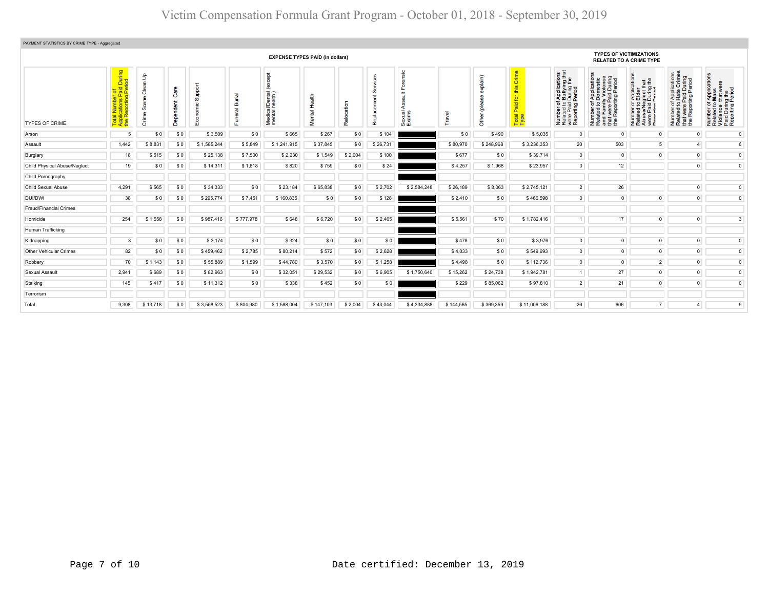# Victim Compensation Formula Grant Program - October 01, 2018 - September 30, 2019

PAYMENT STATISTICS BY CRIME TYPE - Aggregated

| | | EXPENSE TYPES PAID (in dollars) | | | | | | | | | | | | | TYPES OF VICTIMIZATIONS RELATED TO A CRIME TYPE | | | | |
|---|---|---|---|---|---|---|---|---|---|---|---|---|---|---|---|---|---|---|---|
| TYPES OF CRIME | Total Number of Applications Paid During the Reporting Period | Crime Scene Clean Up | Dependent Care | Economic Support | Funeral Burial | Medical/Dental (except mental health) | Mental Health | Relocation | Replacement Services | Sexual Assault Forensic Exams | Travel | Other (please explain) | Total Paid for this Crime Type | Number of Applications Related to Bullying that were Paid During the Reporting Period | Number of Applications Related to Domestic and Family Violence that were Paid During the Reporting Period | Number of Applications Related to Elder Abuse/Neglect that were Paid During the Reporting Period | Number of Applications Related to Hate Crimes that were Paid During the Reporting Period | Number of Applications Related to Mass Violence that were Paid During the Reporting Period |
| Arson | 5 | $ 0 | $ 0 | $ 3,509 | $ 0 | $ 665 | $ 267 | $ 0 | $ 104 | | $ 0 | $ 490 | $ 5,035 | 0 | 0 | 0 | 0 | 0 |
| Assault | 1,442 | $ 8,831 | $ 0 | $ 1,585,244 | $ 5,849 | $ 1,241,915 | $ 37,845 | $ 0 | $ 26,731 | | $ 80,970 | $ 248,968 | $ 3,236,353 | 20 | 503 | 5 | 4 | 6 |
| Burglary | 18 | $ 515 | $ 0 | $ 25,138 | $ 7,500 | $ 2,230 | $ 1,549 | $ 2,004 | $ 100 | | $ 677 | $ 0 | $ 39,714 | 0 | 0 | 0 | 0 | 0 |
| Child Physical Abuse/Neglect | 19 | $ 0 | $ 0 | $ 14,311 | $ 1,818 | $ 820 | $ 759 | $ 0 | $ 24 | | $ 4,257 | $ 1,968 | $ 23,957 | 0 | 12 | | 0 | 0 |
| Child Pornography | | | | | | | | | | | | | | | | | | |
| Child Sexual Abuse | 4,291 | $ 565 | $ 0 | $ 34,333 | $ 0 | $ 23,184 | $ 65,838 | $ 0 | $ 2,702 | $ 2,584,248 | $ 26,189 | $ 8,063 | $ 2,745,121 | 2 | 26 | | 0 | 0 |
| DUI/DWI | 38 | $ 0 | $ 0 | $ 295,774 | $ 7,451 | $ 160,835 | $ 0 | $ 0 | $ 128 | | $ 2,410 | $ 0 | $ 466,598 | 0 | 0 | 0 | 0 | 0 |
| Fraud/Financial Crimes | | | | | | | | | | | | | | | | | | |
| Homicide | 254 | $ 1,558 | $ 0 | $ 987,416 | $ 777,978 | $ 648 | $ 6,720 | $ 0 | $ 2,465 | | $ 5,561 | $ 70 | $ 1,782,416 | 1 | 17 | 0 | 0 | 3 |
| Human Trafficking | | | | | | | | | | | | | | | | | | |
| Kidnapping | 3 | $ 0 | $ 0 | $ 3,174 | $ 0 | $ 324 | $ 0 | $ 0 | $ 0 | | $ 478 | $ 0 | $ 3,976 | 0 | 0 | 0 | 0 | 0 |
| Other Vehicular Crimes | 82 | $ 0 | $ 0 | $ 459,462 | $ 2,785 | $ 80,214 | $ 572 | $ 0 | $ 2,628 | | $ 4,033 | $ 0 | $ 549,693 | 0 | 0 | 0 | 0 | 0 |
| Robbery | 70 | $ 1,143 | $ 0 | $ 55,889 | $ 1,599 | $ 44,780 | $ 3,570 | $ 0 | $ 1,258 | | $ 4,498 | $ 0 | $ 112,736 | 0 | 0 | 2 | 0 | 0 |
| Sexual Assault | 2,941 | $ 689 | $ 0 | $ 82,963 | $ 0 | $ 32,051 | $ 29,532 | $ 0 | $ 6,905 | $ 1,750,640 | $ 15,262 | $ 24,738 | $ 1,942,781 | 1 | 27 | 0 | 0 | 0 |
| Stalking | 145 | $ 417 | $ 0 | $ 11,312 | $ 0 | $ 338 | $ 452 | $ 0 | $ 0 | | $ 229 | $ 85,062 | $ 97,810 | 2 | 21 | 0 | 0 | 0 |
| Terrorism | | | | | | | | | | | | | | | | | | |
| Total | 9,308 | $ 13,718 | $ 0 | $ 3,558,523 | $ 804,980 | $ 1,588,004 | $ 147,103 | $ 2,004 | $ 43,044 | $ 4,334,888 | $ 144,565 | $ 369,359 | $ 11,006,188 | 26 | 606 | 7 | 4 | 9 |

Date certified: December 13, 2019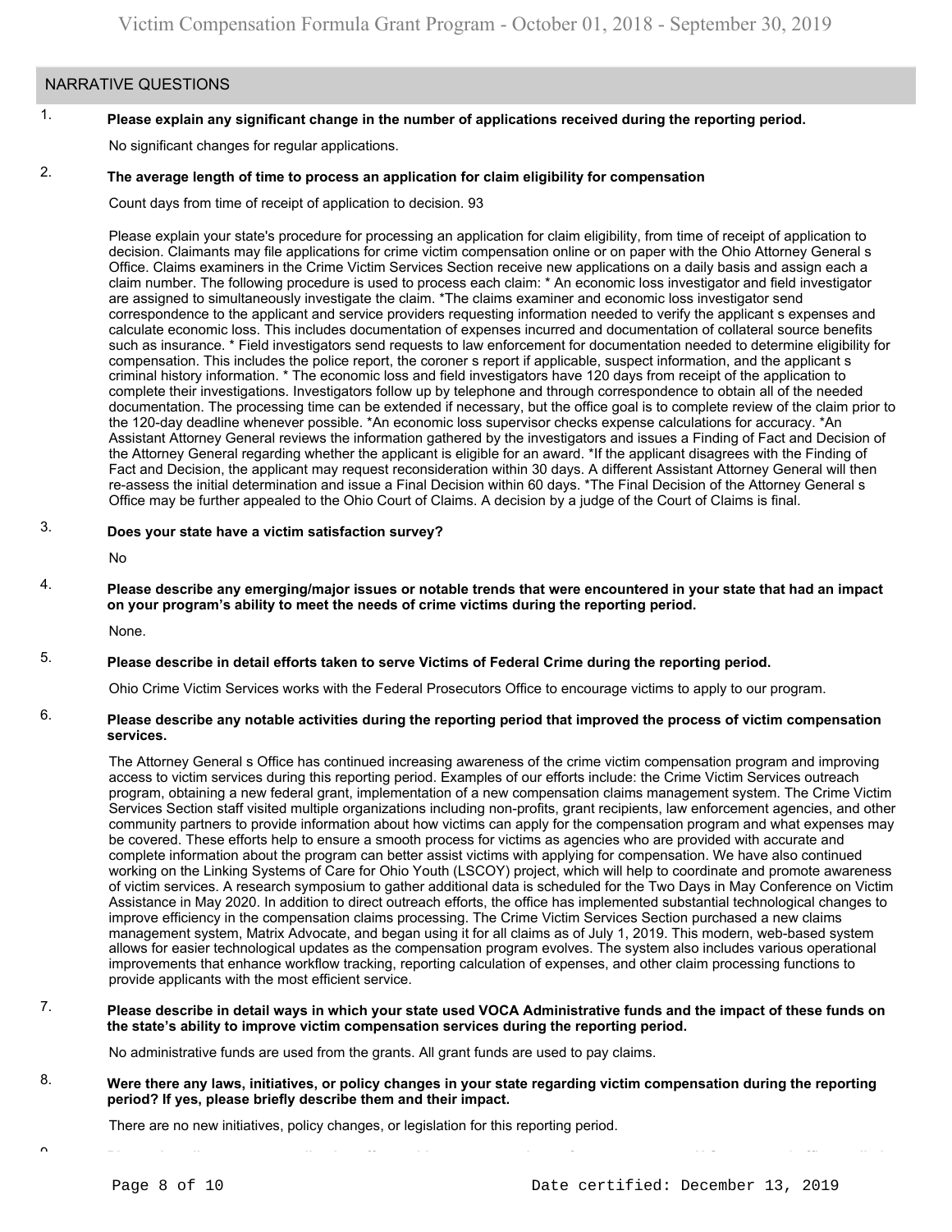## NARRATIVE QUESTIONS

1. **Please explain any significant change in the number of applications received during the reporting period.**

   No significant changes for regular applications.

2. **The average length of time to process an application for claim eligibility for compensation**

   Count days from time of receipt of application to decision. 93

   Please explain your state's procedure for processing an application for claim eligibility, from time of receipt of application to decision. Claimants may file applications for crime victim compensation online or on paper with the Ohio Attorney General s Office. Claims examiners in the Crime Victim Services Section receive new applications on a daily basis and assign each a claim number. The following procedure is used to process each claim: * An economic loss investigator and field investigator are assigned to simultaneously investigate the claim. *The claims examiner and economic loss investigator send correspondence to the applicant and service providers requesting information needed to verify the applicant s expenses and calculate economic loss. This includes documentation of expenses incurred and documentation of collateral source benefits such as insurance. * Field investigators send requests to law enforcement for documentation needed to determine eligibility for compensation. This includes the police report, the coroner s report if applicable, suspect information, and the applicant s criminal history information. * The economic loss and field investigators have 120 days from receipt of the application to complete their investigations. Investigators follow up by telephone and through correspondence to obtain all of the needed documentation. The processing time can be extended if necessary, but the office goal is to complete review of the claim prior to the 120-day deadline whenever possible. *An economic loss supervisor checks expense calculations for accuracy. *An Assistant Attorney General reviews the information gathered by the investigators and issues a Finding of Fact and Decision of the Attorney General regarding whether the applicant is eligible for an award. *If the applicant disagrees with the Finding of Fact and Decision, the applicant may request reconsideration within 30 days. A different Assistant Attorney General will then re-assess the initial determination and issue a Final Decision within 60 days. *The Final Decision of the Attorney General s Office may be further appealed to the Ohio Court of Claims. A decision by a judge of the Court of Claims is final.

3. **Does your state have a victim satisfaction survey?**

   No

4. **Please describe any emerging/major issues or notable trends that were encountered in your state that had an impact on your program's ability to meet the needs of crime victims during the reporting period.**

   None.

5. **Please describe in detail efforts taken to serve Victims of Federal Crime during the reporting period.**

   Ohio Crime Victim Services works with the Federal Prosecutors Office to encourage victims to apply to our program.

6. **Please describe any notable activities during the reporting period that improved the process of victim compensation services.**

   The Attorney General s Office has continued increasing awareness of the crime victim compensation program and improving access to victim services during this reporting period. Examples of our efforts include: the Crime Victim Services outreach program, obtaining a new federal grant, implementation of a new compensation claims management system. The Crime Victim Services Section staff visited multiple organizations including non-profits, grant recipients, law enforcement agencies, and other community partners to provide information about how victims can apply for the compensation program and what expenses may be covered. These efforts help to ensure a smooth process for victims as agencies who are provided with accurate and complete information about the program can better assist victims with applying for compensation. We have also continued working on the Linking Systems of Care for Ohio Youth (LSCOY) project, which will help to coordinate and promote awareness of victim services. A research symposium to gather additional data is scheduled for the Two Days in May Conference on Victim Assistance in May 2020. In addition to direct outreach efforts, the office has implemented substantial technological changes to improve efficiency in the compensation claims processing. The Crime Victim Services Section purchased a new claims management system, Matrix Advocate, and began using it for all claims as of July 1, 2019. This modern, web-based system allows for easier technological updates as the compensation program evolves. The system also includes various operational improvements that enhance workflow tracking, reporting calculation of expenses, and other claim processing functions to provide applicants with the most efficient service.

7. **Please describe in detail ways in which your state used VOCA Administrative funds and the impact of these funds on the state's ability to improve victim compensation services during the reporting period.**

   No administrative funds are used from the grants. All grant funds are used to pay claims.

8. **Were there any laws, initiatives, or policy changes in your state regarding victim compensation during the reporting period? If yes, please briefly describe them and their impact.**

   There are no new initiatives, policy changes, or legislation for this reporting period.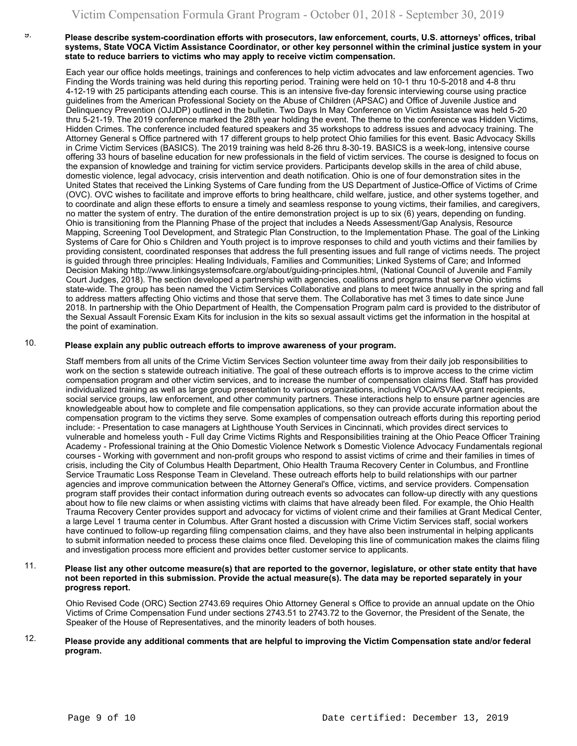9. **Please describe system-coordination efforts with prosecutors, law enforcement, courts, U.S. attorneys' offices, tribal systems, State VOCA Victim Assistance Coordinator, or other key personnel within the criminal justice system in your state to reduce barriers to victims who may apply to receive victim compensation.**

Each year our office holds meetings, trainings and conferences to help victim advocates and law enforcement agencies. Two Finding the Words training was held during this reporting period. Training were held on 10-1 thru 10-5-2018 and 4-8 thru 4-12-19 with 25 participants attending each course. This is an intensive five-day forensic interviewing course using practice guidelines from the American Professional Society on the Abuse of Children (APSAC) and Office of Juvenile Justice and Delinquency Prevention (OJJDP) outlined in the bulletin. Two Days In May Conference on Victim Assistance was held 5-20 thru 5-21-19. The 2019 conference marked the 28th year holding the event. The theme to the conference was Hidden Victims, Hidden Crimes. The conference included featured speakers and 35 workshops to address issues and advocacy training. The Attorney General s Office partnered with 17 different groups to help protect Ohio families for this event. Basic Advocacy Skills in Crime Victim Services (BASICS). The 2019 training was held 8-26 thru 8-30-19. BASICS is a week-long, intensive course offering 33 hours of baseline education for new professionals in the field of victim services. The course is designed to focus on the expansion of knowledge and training for victim service providers. Participants develop skills in the area of child abuse, domestic violence, legal advocacy, crisis intervention and death notification. Ohio is one of four demonstration sites in the United States that received the Linking Systems of Care funding from the US Department of Justice-Office of Victims of Crime (OVC). OVC wishes to facilitate and improve efforts to bring healthcare, child welfare, justice, and other systems together, and to coordinate and align these efforts to ensure a timely and seamless response to young victims, their families, and caregivers, no matter the system of entry. The duration of the entire demonstration project is up to six (6) years, depending on funding. Ohio is transitioning from the Planning Phase of the project that includes a Needs Assessment/Gap Analysis, Resource Mapping, Screening Tool Development, and Strategic Plan Construction, to the Implementation Phase. The goal of the Linking Systems of Care for Ohio s Children and Youth project is to improve responses to child and youth victims and their families by providing consistent, coordinated responses that address the full presenting issues and full range of victims needs. The project is guided through three principles: Healing Individuals, Families and Communities; Linked Systems of Care; and Informed Decision Making http://www.linkingsystemsofcare.org/about/guiding-principles.html, (National Council of Juvenile and Family Court Judges, 2018). The section developed a partnership with agencies, coalitions and programs that serve Ohio victims state-wide. The group has been named the Victim Services Collaborative and plans to meet twice annually in the spring and fall to address matters affecting Ohio victims and those that serve them. The Collaborative has met 3 times to date since June 2018. In partnership with the Ohio Department of Health, the Compensation Program palm card is provided to the distributor of the Sexual Assault Forensic Exam Kits for inclusion in the kits so sexual assault victims get the information in the hospital at the point of examination.

10. **Please explain any public outreach efforts to improve awareness of your program.**

Staff members from all units of the Crime Victim Services Section volunteer time away from their daily job responsibilities to work on the section s statewide outreach initiative. The goal of these outreach efforts is to improve access to the crime victim compensation program and other victim services, and to increase the number of compensation claims filed. Staff has provided individualized training as well as large group presentation to various organizations, including VOCA/SVAA grant recipients, social service groups, law enforcement, and other community partners. These interactions help to ensure partner agencies are knowledgeable about how to complete and file compensation applications, so they can provide accurate information about the compensation program to the victims they serve. Some examples of compensation outreach efforts during this reporting period include: - Presentation to case managers at Lighthouse Youth Services in Cincinnati, which provides direct services to vulnerable and homeless youth - Full day Crime Victims Rights and Responsibilities training at the Ohio Peace Officer Training Academy - Professional training at the Ohio Domestic Violence Network s Domestic Violence Advocacy Fundamentals regional courses - Working with government and non-profit groups who respond to assist victims of crime and their families in times of crisis, including the City of Columbus Health Department, Ohio Health Trauma Recovery Center in Columbus, and Frontline Service Traumatic Loss Response Team in Cleveland. These outreach efforts help to build relationships with our partner agencies and improve communication between the Attorney General's Office, victims, and service providers. Compensation program staff provides their contact information during outreach events so advocates can follow-up directly with any questions about how to file new claims or when assisting victims with claims that have already been filed. For example, the Ohio Health Trauma Recovery Center provides support and advocacy for victims of violent crime and their families at Grant Medical Center, a large Level 1 trauma center in Columbus. After Grant hosted a discussion with Crime Victim Services staff, social workers have continued to follow-up regarding filing compensation claims, and they have also been instrumental in helping applicants to submit information needed to process these claims once filed. Developing this line of communication makes the claims filing and investigation process more efficient and provides better customer service to applicants.

11. **Please list any other outcome measure(s) that are reported to the governor, legislature, or other state entity that have not been reported in this submission. Provide the actual measure(s). The data may be reported separately in your progress report.**

Ohio Revised Code (ORC) Section 2743.69 requires Ohio Attorney General s Office to provide an annual update on the Ohio Victims of Crime Compensation Fund under sections 2743.51 to 2743.72 to the Governor, the President of the Senate, the Speaker of the House of Representatives, and the minority leaders of both houses.

12. **Please provide any additional comments that are helpful to improving the Victim Compensation state and/or federal program.**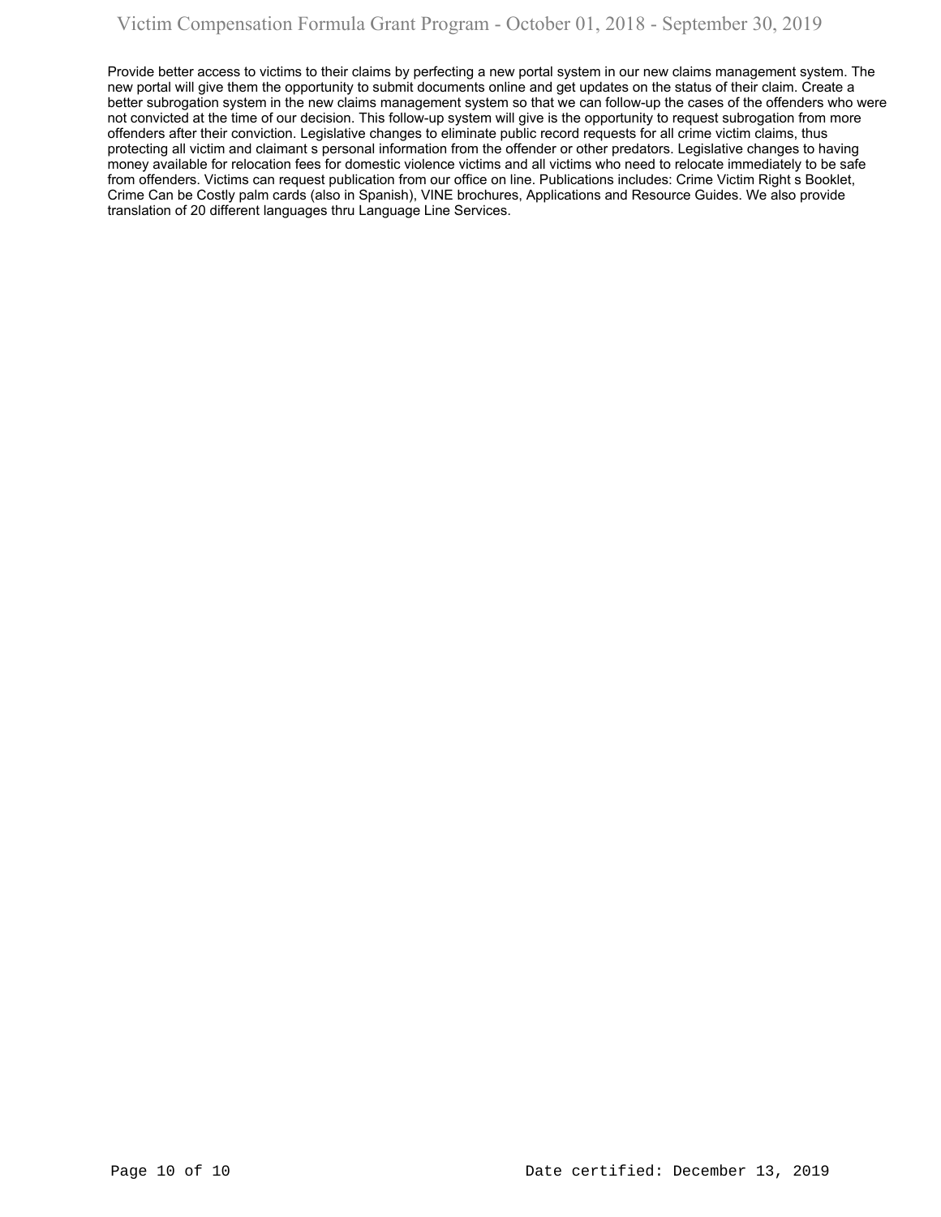Provide better access to victims to their claims by perfecting a new portal system in our new claims management system. The new portal will give them the opportunity to submit documents online and get updates on the status of their claim. Create a better subrogation system in the new claims management system so that we can follow-up the cases of the offenders who were not convicted at the time of our decision. This follow-up system will give is the opportunity to request subrogation from more offenders after their conviction. Legislative changes to eliminate public record requests for all crime victim claims, thus protecting all victim and claimant s personal information from the offender or other predators. Legislative changes to having money available for relocation fees for domestic violence victims and all victims who need to relocate immediately to be safe from offenders. Victims can request publication from our office on line. Publications includes: Crime Victim Right s Booklet, Crime Can be Costly palm cards (also in Spanish), VINE brochures, Applications and Resource Guides. We also provide translation of 20 different languages thru Language Line Services.